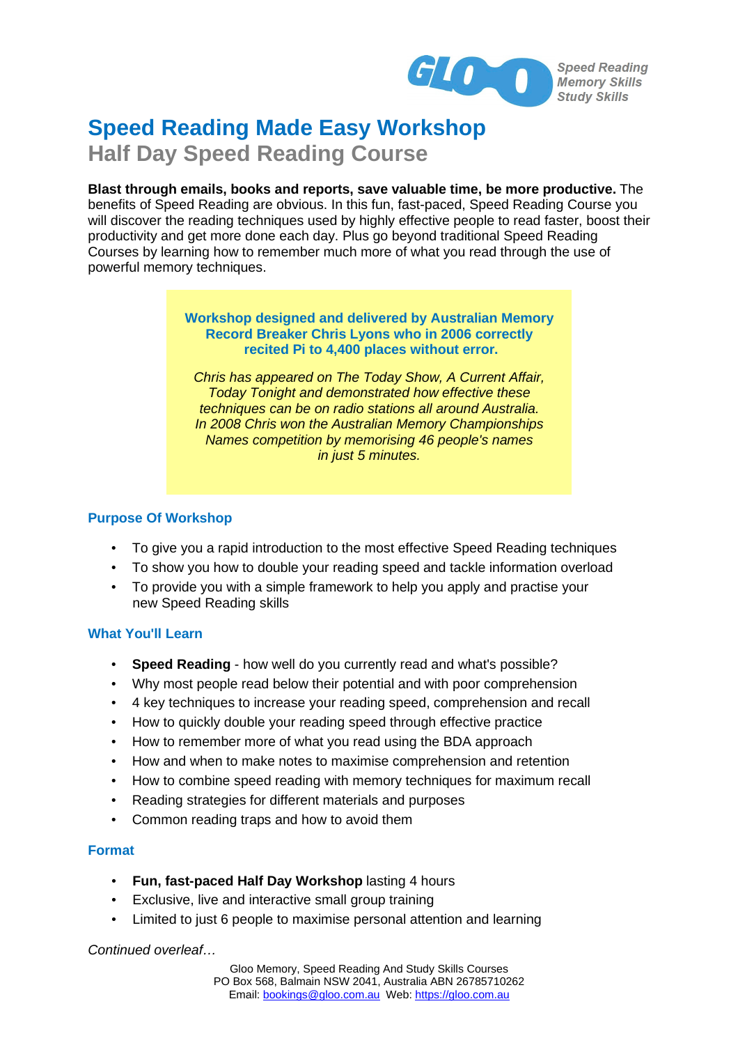GLOO Speed Reading Memory Skills Study Skills

# Speed Reading Made Easy Workshop

## Half Day Speed Reading Course

**Blast through emails, books and reports, save valuable time, be more productive.** The benefits of Speed Reading are obvious. In this fun, fast-paced, Speed Reading Course you will discover the reading techniques used by highly effective people to read faster, boost their productivity and get more done each day. Plus go beyond traditional Speed Reading Courses by learning how to remember much more of what you read through the use of powerful memory techniques.

**Workshop designed and delivered by Australian Memory Record Breaker Chris Lyons who in 2006 correctly recited Pi to 4,400 places without error.**

*Chris has appeared on The Today Show, A Current Affair, Today Tonight and demonstrated how effective these techniques can be on radio stations all around Australia. In 2008 Chris won the Australian Memory Championships Names competition by memorising 46 people's names in just 5 minutes.*

### Purpose Of Workshop

- To give you a rapid introduction to the most effective Speed Reading techniques
- To show you how to double your reading speed and tackle information overload
- To provide you with a simple framework to help you apply and practise your new Speed Reading skills

### What You'll Learn

- **Speed Reading** - how well do you currently read and what's possible?
- Why most people read below their potential and with poor comprehension
- 4 key techniques to increase your reading speed, comprehension and recall
- How to quickly double your reading speed through effective practice
- How to remember more of what you read using the BDA approach
- How and when to make notes to maximise comprehension and retention
- How to combine speed reading with memory techniques for maximum recall
- Reading strategies for different materials and purposes
- Common reading traps and how to avoid them

### Format

- **Fun, fast-paced Half Day Workshop** lasting 4 hours
- Exclusive, live and interactive small group training
- Limited to just 6 people to maximise personal attention and learning

*Continued overleaf…*

Gloo Memory, Speed Reading And Study Skills Courses
PO Box 568, Balmain NSW 2041, Australia ABN 26785710262
Email: bookings@gloo.com.au Web: https://gloo.com.au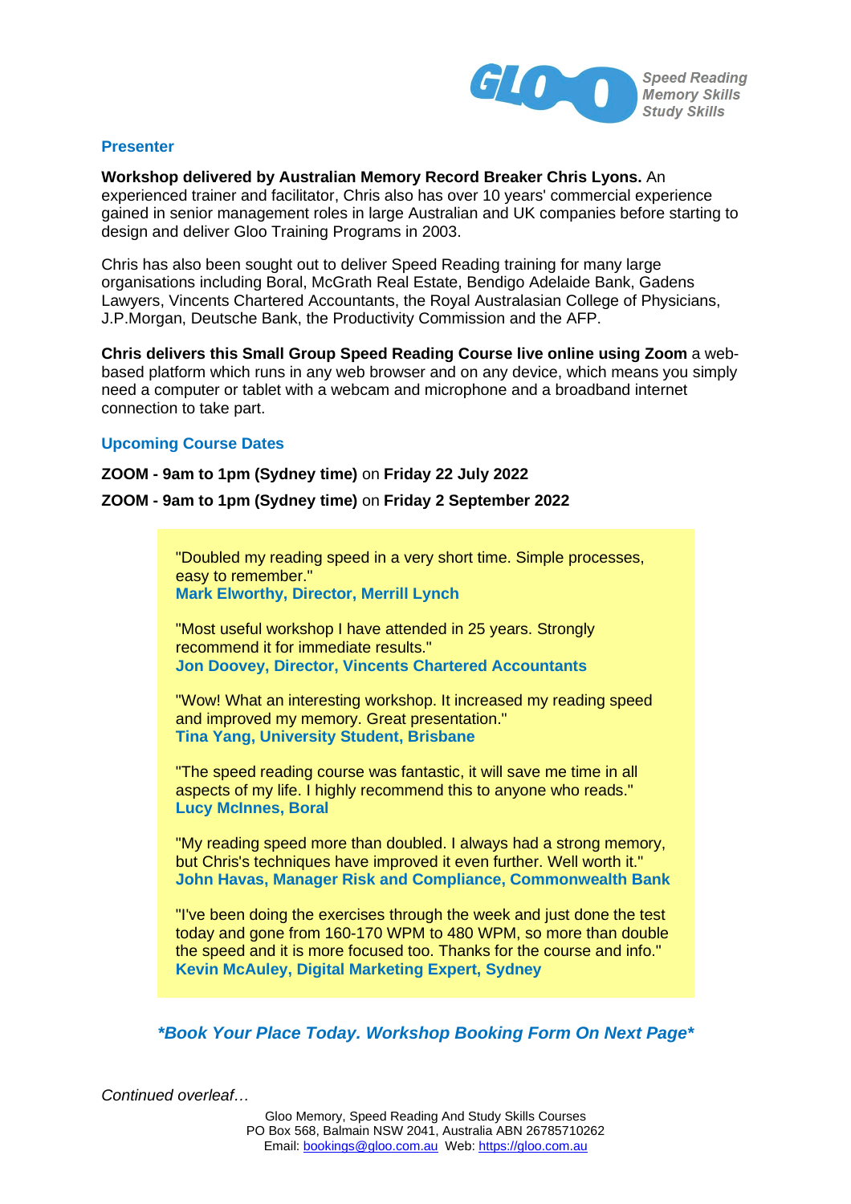Speed Reading
Memory Skills
Study Skills

## Presenter

**Workshop delivered by Australian Memory Record Breaker Chris Lyons.** An experienced trainer and facilitator, Chris also has over 10 years' commercial experience gained in senior management roles in large Australian and UK companies before starting to design and deliver Gloo Training Programs in 2003.

Chris has also been sought out to deliver Speed Reading training for many large organisations including Boral, McGrath Real Estate, Bendigo Adelaide Bank, Gadens Lawyers, Vincents Chartered Accountants, the Royal Australasian College of Physicians, J.P.Morgan, Deutsche Bank, the Productivity Commission and the AFP.

**Chris delivers this Small Group Speed Reading Course live online using Zoom** a web-based platform which runs in any web browser and on any device, which means you simply need a computer or tablet with a webcam and microphone and a broadband internet connection to take part.

## Upcoming Course Dates

**ZOOM - 9am to 1pm (Sydney time)** on **Friday 22 July 2022**

**ZOOM - 9am to 1pm (Sydney time)** on **Friday 2 September 2022**

"Doubled my reading speed in a very short time. Simple processes, easy to remember."
**Mark Elworthy, Director, Merrill Lynch**

"Most useful workshop I have attended in 25 years. Strongly recommend it for immediate results."
**Jon Doovey, Director, Vincents Chartered Accountants**

"Wow! What an interesting workshop. It increased my reading speed and improved my memory. Great presentation."
**Tina Yang, University Student, Brisbane**

"The speed reading course was fantastic, it will save me time in all aspects of my life. I highly recommend this to anyone who reads."
**Lucy McInnes, Boral**

"My reading speed more than doubled. I always had a strong memory, but Chris's techniques have improved it even further. Well worth it."
**John Havas, Manager Risk and Compliance, Commonwealth Bank**

"I've been doing the exercises through the week and just done the test today and gone from 160-170 WPM to 480 WPM, so more than double the speed and it is more focused too. Thanks for the course and info."
**Kevin McAuley, Digital Marketing Expert, Sydney**

***Book Your Place Today. Workshop Booking Form On Next Page***

*Continued overleaf…*

Gloo Memory, Speed Reading And Study Skills Courses
PO Box 568, Balmain NSW 2041, Australia ABN 26785710262
Email: bookings@gloo.com.au Web: https://gloo.com.au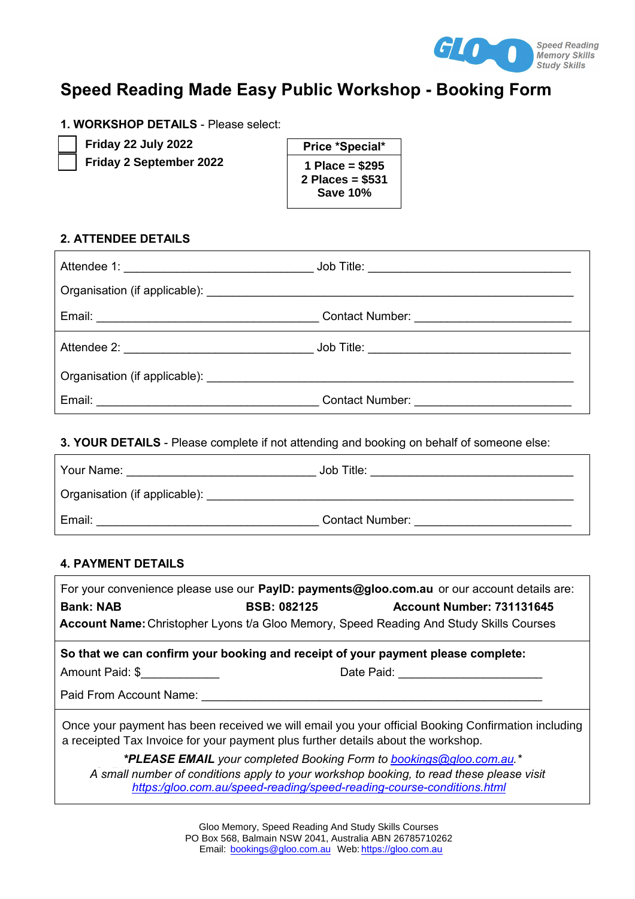Speed Reading
Memory Skills
Study Skills

# Speed Reading Made Easy Public Workshop - Booking Form

**1. WORKSHOP DETAILS** - Please select:

☐ **Friday 22 July 2022**
☐ **Friday 2 September 2022**

| **Price \*Special\*** |
|---|
| **1 Place = $295**<br>**2 Places = $531**<br>**Save 10%** |

**2. ATTENDEE DETAILS**

Attendee 1: ____________________________ Job Title: ______________________________

Organisation (if applicable): ____________________________________________________

Email: _________________________________ Contact Number: ______________________

Attendee 2: ____________________________ Job Title: ______________________________

Organisation (if applicable): ____________________________________________________

Email: _________________________________ Contact Number: ______________________

**3. YOUR DETAILS** - Please complete if not attending and booking on behalf of someone else:

Your Name: ____________________________ Job Title: ______________________________

Organisation (if applicable): ____________________________________________________

Email: _________________________________ Contact Number: ______________________

**4. PAYMENT DETAILS**

For your convenience please use our **PayID: payments@gloo.com.au** or our account details are:

**Bank: NAB** **BSB: 082125** **Account Number: 731131645**

**Account Name:** Christopher Lyons t/a Gloo Memory, Speed Reading And Study Skills Courses

**So that we can confirm your booking and receipt of your payment please complete:**

Amount Paid: $____________ Date Paid: ______________________

Paid From Account Name: _________________________________________________

Once your payment has been received we will email you your official Booking Confirmation including a receipted Tax Invoice for your payment plus further details about the workshop.

*\***PLEASE EMAIL** your completed Booking Form to [bookings@gloo.com.au](mailto:bookings@gloo.com.au).\**

*A small number of conditions apply to your workshop booking, to read these please visit [https:/gloo.com.au/speed-reading/speed-reading-course-conditions.html](https://gloo.com.au/speed-reading/speed-reading-course-conditions.html)*

Gloo Memory, Speed Reading And Study Skills Courses
PO Box 568, Balmain NSW 2041, Australia ABN 26785710262
Email: [bookings@gloo.com.au](mailto:bookings@gloo.com.au) Web: [https://gloo.com.au](https://gloo.com.au)